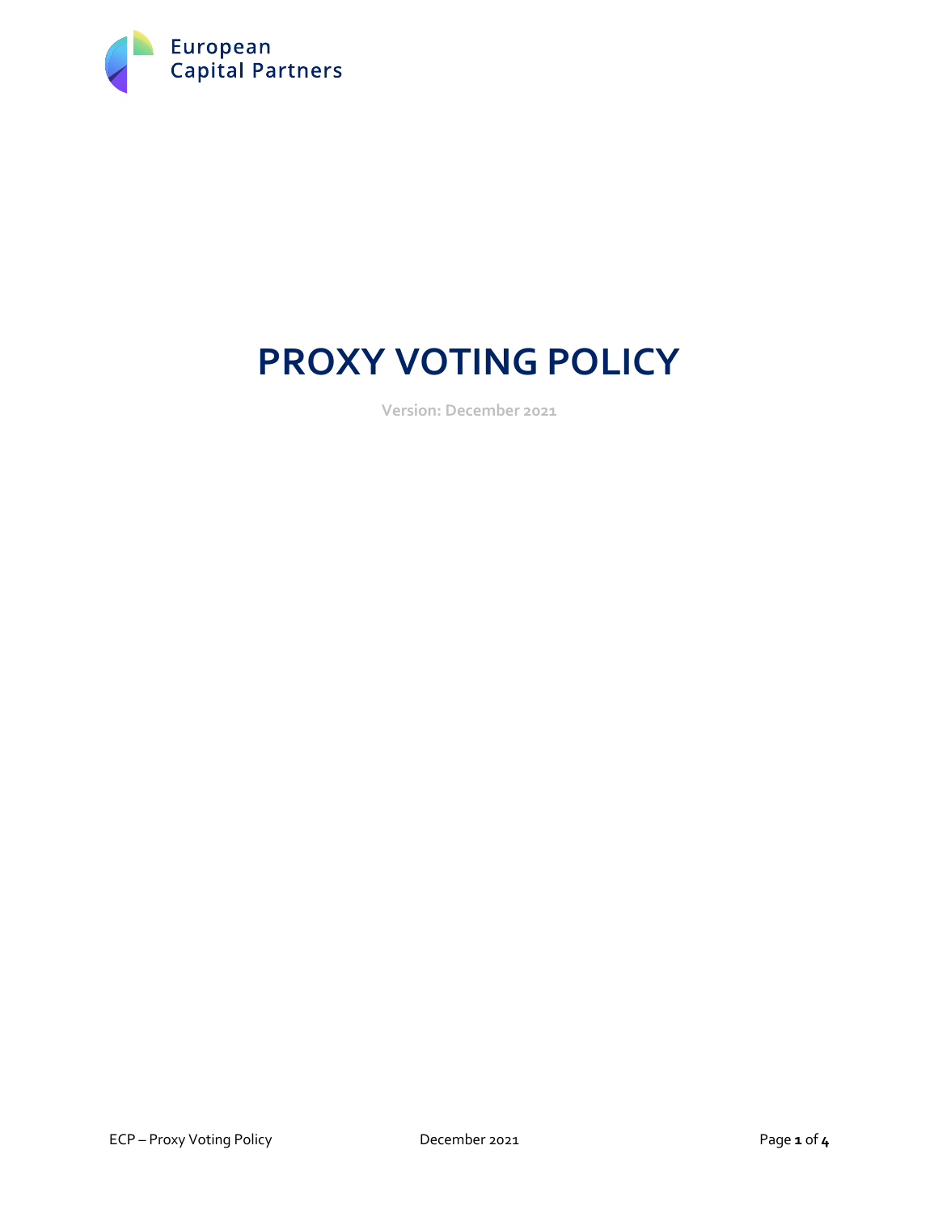European Capital Partners

# PROXY VOTING POLICY

Version: December 2021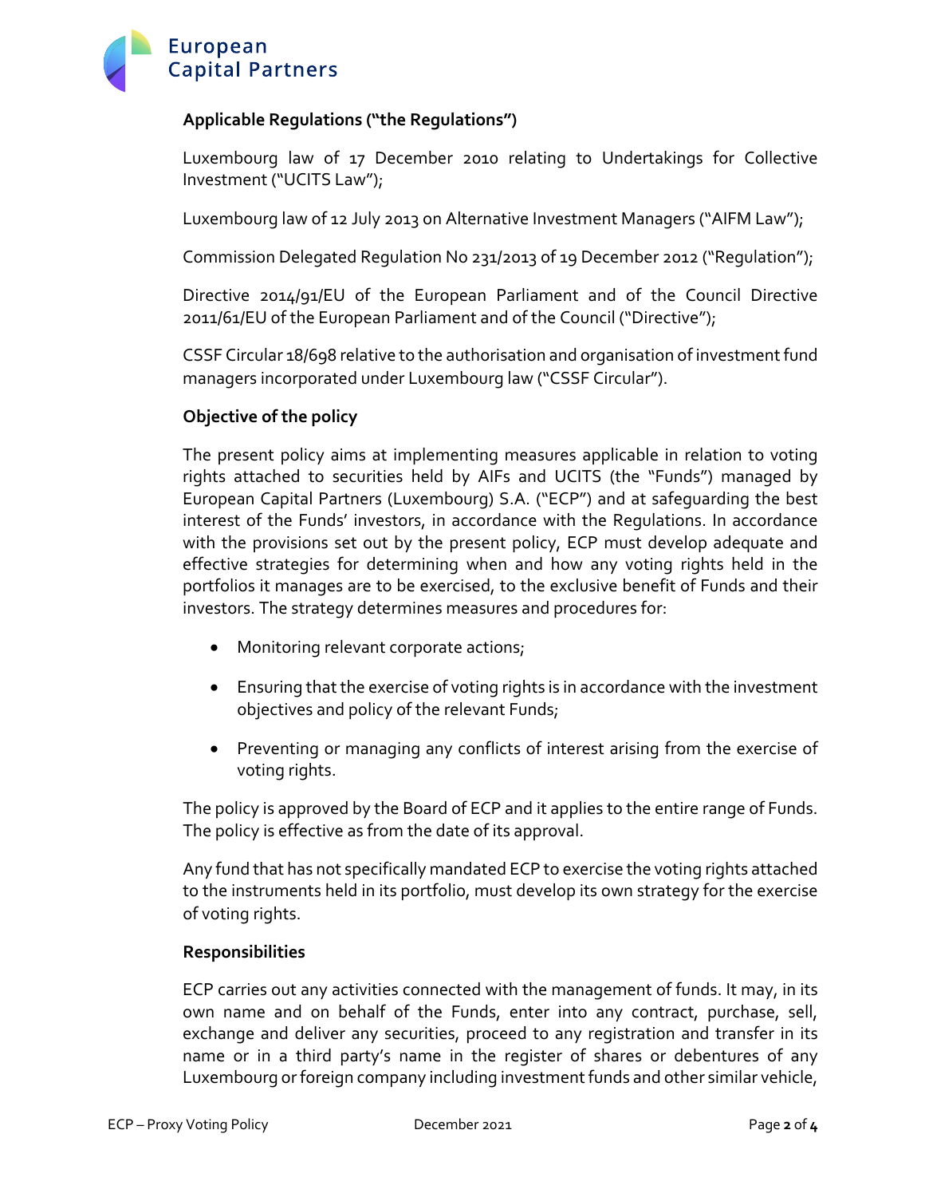**Applicable Regulations ("the Regulations")**

Luxembourg law of 17 December 2010 relating to Undertakings for Collective Investment ("UCITS Law");

Luxembourg law of 12 July 2013 on Alternative Investment Managers ("AIFM Law");

Commission Delegated Regulation No 231/2013 of 19 December 2012 ("Regulation");

Directive 2014/91/EU of the European Parliament and of the Council Directive 2011/61/EU of the European Parliament and of the Council ("Directive");

CSSF Circular 18/698 relative to the authorisation and organisation of investment fund managers incorporated under Luxembourg law ("CSSF Circular").

**Objective of the policy**

The present policy aims at implementing measures applicable in relation to voting rights attached to securities held by AIFs and UCITS (the "Funds") managed by European Capital Partners (Luxembourg) S.A. ("ECP") and at safeguarding the best interest of the Funds' investors, in accordance with the Regulations. In accordance with the provisions set out by the present policy, ECP must develop adequate and effective strategies for determining when and how any voting rights held in the portfolios it manages are to be exercised, to the exclusive benefit of Funds and their investors. The strategy determines measures and procedures for:

- Monitoring relevant corporate actions;
- Ensuring that the exercise of voting rights is in accordance with the investment objectives and policy of the relevant Funds;
- Preventing or managing any conflicts of interest arising from the exercise of voting rights.

The policy is approved by the Board of ECP and it applies to the entire range of Funds. The policy is effective as from the date of its approval.

Any fund that has not specifically mandated ECP to exercise the voting rights attached to the instruments held in its portfolio, must develop its own strategy for the exercise of voting rights.

**Responsibilities**

ECP carries out any activities connected with the management of funds. It may, in its own name and on behalf of the Funds, enter into any contract, purchase, sell, exchange and deliver any securities, proceed to any registration and transfer in its name or in a third party's name in the register of shares or debentures of any Luxembourg or foreign company including investment funds and other similar vehicle,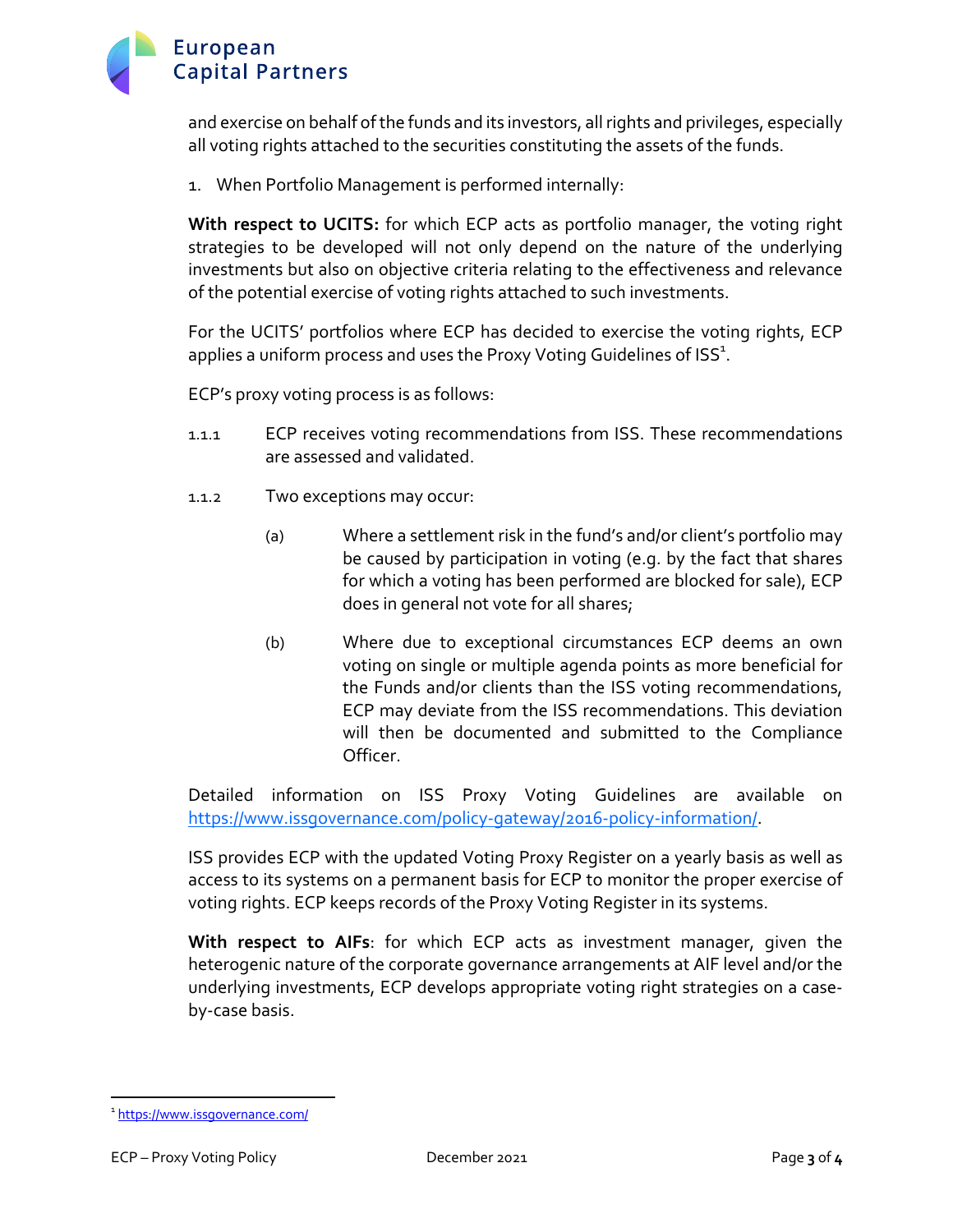and exercise on behalf of the funds and its investors, all rights and privileges, especially all voting rights attached to the securities constituting the assets of the funds.

1. When Portfolio Management is performed internally:

**With respect to UCITS:** for which ECP acts as portfolio manager, the voting right strategies to be developed will not only depend on the nature of the underlying investments but also on objective criteria relating to the effectiveness and relevance of the potential exercise of voting rights attached to such investments.

For the UCITS' portfolios where ECP has decided to exercise the voting rights, ECP applies a uniform process and uses the Proxy Voting Guidelines of ISS[1].

ECP's proxy voting process is as follows:

1.1.1 ECP receives voting recommendations from ISS. These recommendations are assessed and validated.

1.1.2 Two exceptions may occur:

(a) Where a settlement risk in the fund's and/or client's portfolio may be caused by participation in voting (e.g. by the fact that shares for which a voting has been performed are blocked for sale), ECP does in general not vote for all shares;

(b) Where due to exceptional circumstances ECP deems an own voting on single or multiple agenda points as more beneficial for the Funds and/or clients than the ISS voting recommendations, ECP may deviate from the ISS recommendations. This deviation will then be documented and submitted to the Compliance Officer.

Detailed information on ISS Proxy Voting Guidelines are available on https://www.issgovernance.com/policy-gateway/2016-policy-information/.

ISS provides ECP with the updated Voting Proxy Register on a yearly basis as well as access to its systems on a permanent basis for ECP to monitor the proper exercise of voting rights. ECP keeps records of the Proxy Voting Register in its systems.

**With respect to AIFs**: for which ECP acts as investment manager, given the heterogenic nature of the corporate governance arrangements at AIF level and/or the underlying investments, ECP develops appropriate voting right strategies on a case-by-case basis.

[1] https://www.issgovernance.com/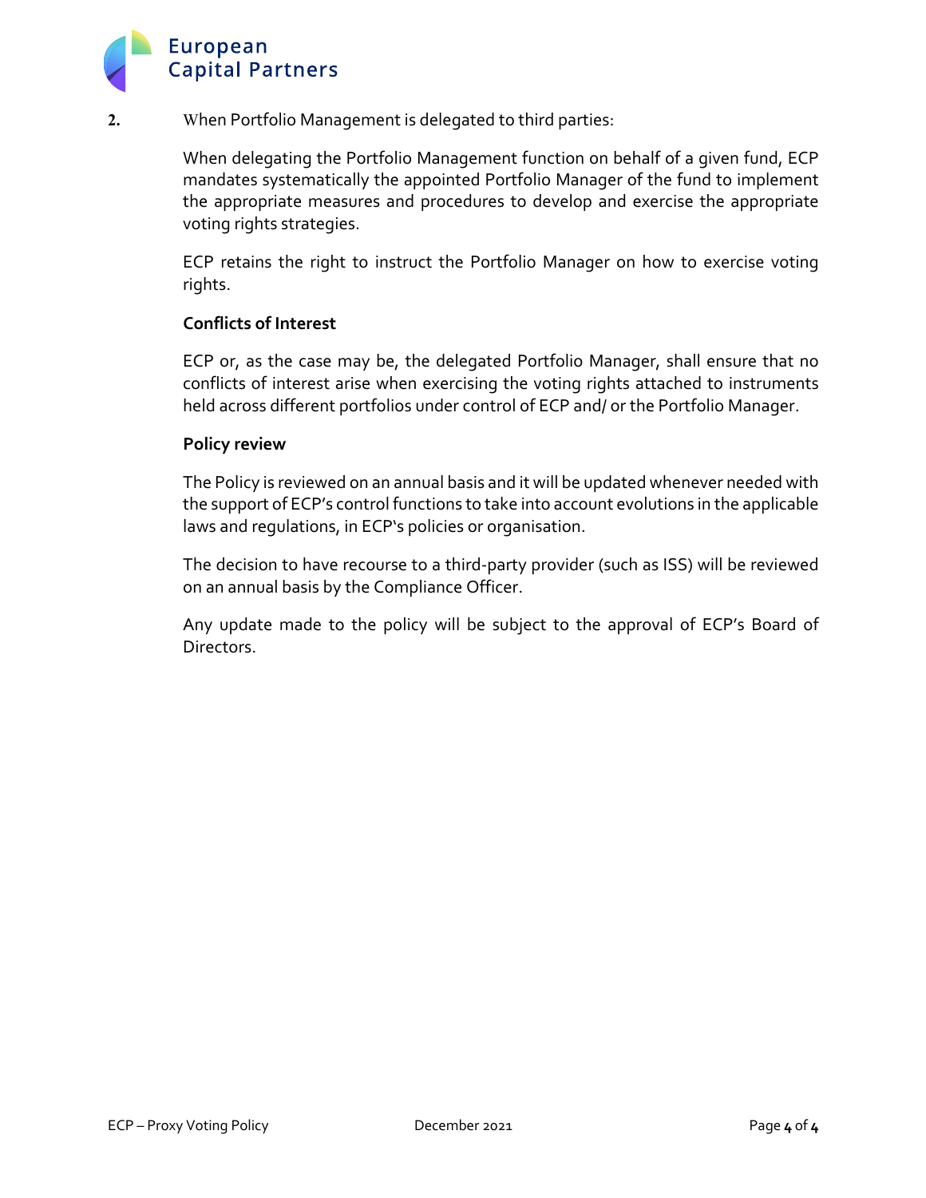2. When Portfolio Management is delegated to third parties:

When delegating the Portfolio Management function on behalf of a given fund, ECP mandates systematically the appointed Portfolio Manager of the fund to implement the appropriate measures and procedures to develop and exercise the appropriate voting rights strategies.

ECP retains the right to instruct the Portfolio Manager on how to exercise voting rights.

**Conflicts of Interest**

ECP or, as the case may be, the delegated Portfolio Manager, shall ensure that no conflicts of interest arise when exercising the voting rights attached to instruments held across different portfolios under control of ECP and/ or the Portfolio Manager.

**Policy review**

The Policy is reviewed on an annual basis and it will be updated whenever needed with the support of ECP's control functions to take into account evolutions in the applicable laws and regulations, in ECP's policies or organisation.

The decision to have recourse to a third-party provider (such as ISS) will be reviewed on an annual basis by the Compliance Officer.

Any update made to the policy will be subject to the approval of ECP's Board of Directors.